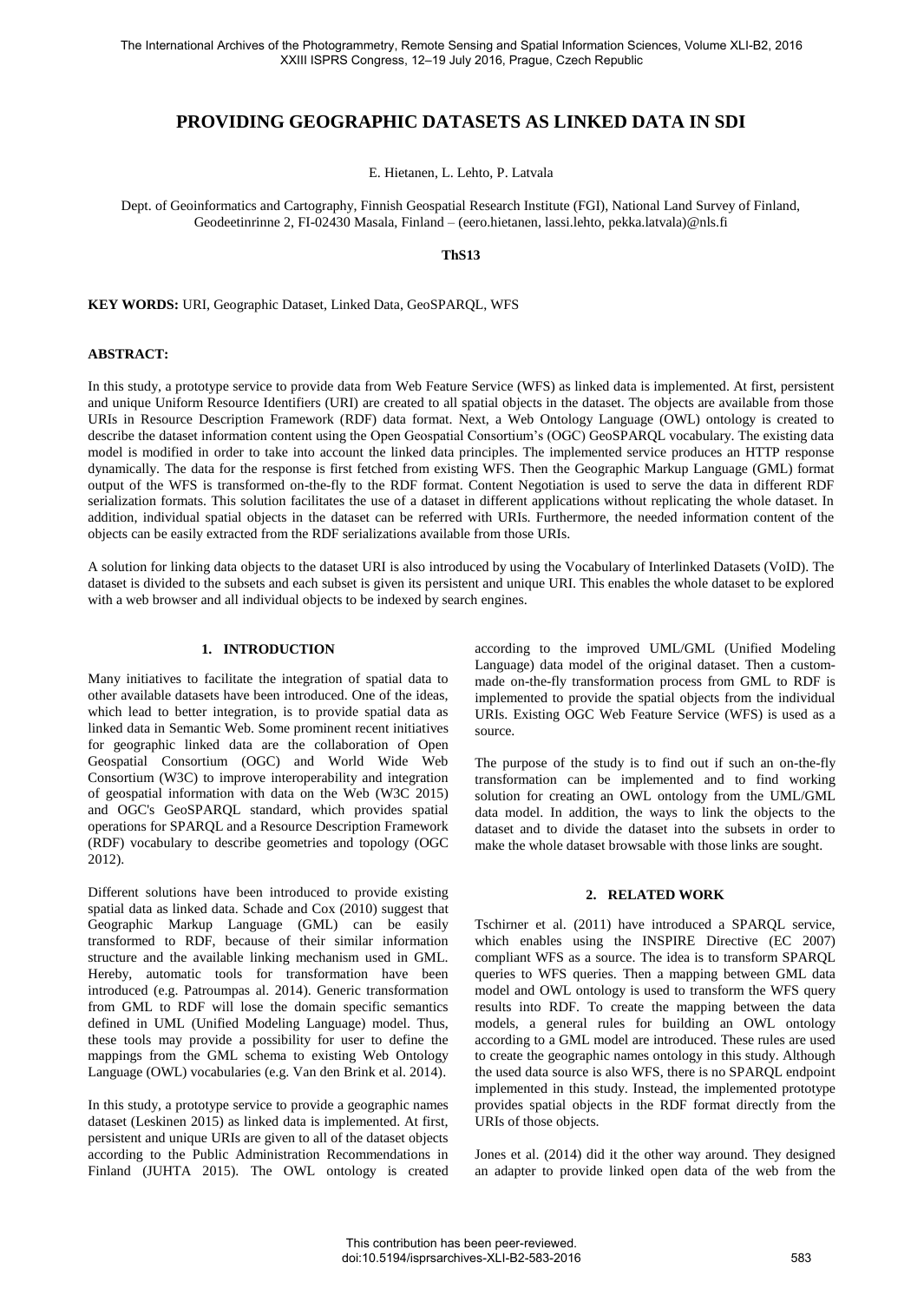# PROVIDING GEOGRAPHIC DATASETS AS LINKED DATA IN SDI

E. Hietanen, L. Lehto, P. Latvala

Dept. of Geoinformatics and Cartography, Finnish Geospatial Research Institute (FGI), National Land Survey of Finland, Geodeetinrinne 2, FI-02430 Masala, Finland – (eero.hietanen, lassi.lehto, pekka.latvala)@nls.fi

**ThS13**

**KEY WORDS:** URI, Geographic Dataset, Linked Data, GeoSPARQL, WFS

## ABSTRACT:

In this study, a prototype service to provide data from Web Feature Service (WFS) as linked data is implemented. At first, persistent and unique Uniform Resource Identifiers (URI) are created to all spatial objects in the dataset. The objects are available from those URIs in Resource Description Framework (RDF) data format. Next, a Web Ontology Language (OWL) ontology is created to describe the dataset information content using the Open Geospatial Consortium's (OGC) GeoSPARQL vocabulary. The existing data model is modified in order to take into account the linked data principles. The implemented service produces an HTTP response dynamically. The data for the response is first fetched from existing WFS. Then the Geographic Markup Language (GML) format output of the WFS is transformed on-the-fly to the RDF format. Content Negotiation is used to serve the data in different RDF serialization formats. This solution facilitates the use of a dataset in different applications without replicating the whole dataset. In addition, individual spatial objects in the dataset can be referred with URIs. Furthermore, the needed information content of the objects can be easily extracted from the RDF serializations available from those URIs.

A solution for linking data objects to the dataset URI is also introduced by using the Vocabulary of Interlinked Datasets (VoID). The dataset is divided to the subsets and each subset is given its persistent and unique URI. This enables the whole dataset to be explored with a web browser and all individual objects to be indexed by search engines.

## 1. INTRODUCTION

Many initiatives to facilitate the integration of spatial data to other available datasets have been introduced. One of the ideas, which lead to better integration, is to provide spatial data as linked data in Semantic Web. Some prominent recent initiatives for geographic linked data are the collaboration of Open Geospatial Consortium (OGC) and World Wide Web Consortium (W3C) to improve interoperability and integration of geospatial information with data on the Web (W3C 2015) and OGC's GeoSPARQL standard, which provides spatial operations for SPARQL and a Resource Description Framework (RDF) vocabulary to describe geometries and topology (OGC 2012).

Different solutions have been introduced to provide existing spatial data as linked data. Schade and Cox (2010) suggest that Geographic Markup Language (GML) can be easily transformed to RDF, because of their similar information structure and the available linking mechanism used in GML. Hereby, automatic tools for transformation have been introduced (e.g. Patroumpas al. 2014). Generic transformation from GML to RDF will lose the domain specific semantics defined in UML (Unified Modeling Language) model. Thus, these tools may provide a possibility for user to define the mappings from the GML schema to existing Web Ontology Language (OWL) vocabularies (e.g. Van den Brink et al. 2014).

In this study, a prototype service to provide a geographic names dataset (Leskinen 2015) as linked data is implemented. At first, persistent and unique URIs are given to all of the dataset objects according to the Public Administration Recommendations in Finland (JUHTA 2015). The OWL ontology is created according to the improved UML/GML (Unified Modeling Language) data model of the original dataset. Then a custom-made on-the-fly transformation process from GML to RDF is implemented to provide the spatial objects from the individual URIs. Existing OGC Web Feature Service (WFS) is used as a source.

The purpose of the study is to find out if such an on-the-fly transformation can be implemented and to find working solution for creating an OWL ontology from the UML/GML data model. In addition, the ways to link the objects to the dataset and to divide the dataset into the subsets in order to make the whole dataset browsable with those links are sought.

## 2. RELATED WORK

Tschirner et al. (2011) have introduced a SPARQL service, which enables using the INSPIRE Directive (EC 2007) compliant WFS as a source. The idea is to transform SPARQL queries to WFS queries. Then a mapping between GML data model and OWL ontology is used to transform the WFS query results into RDF. To create the mapping between the data models, a general rules for building an OWL ontology according to a GML model are introduced. These rules are used to create the geographic names ontology in this study. Although the used data source is also WFS, there is no SPARQL endpoint implemented in this study. Instead, the implemented prototype provides spatial objects in the RDF format directly from the URIs of those objects.

Jones et al. (2014) did it the other way around. They designed an adapter to provide linked open data of the web from the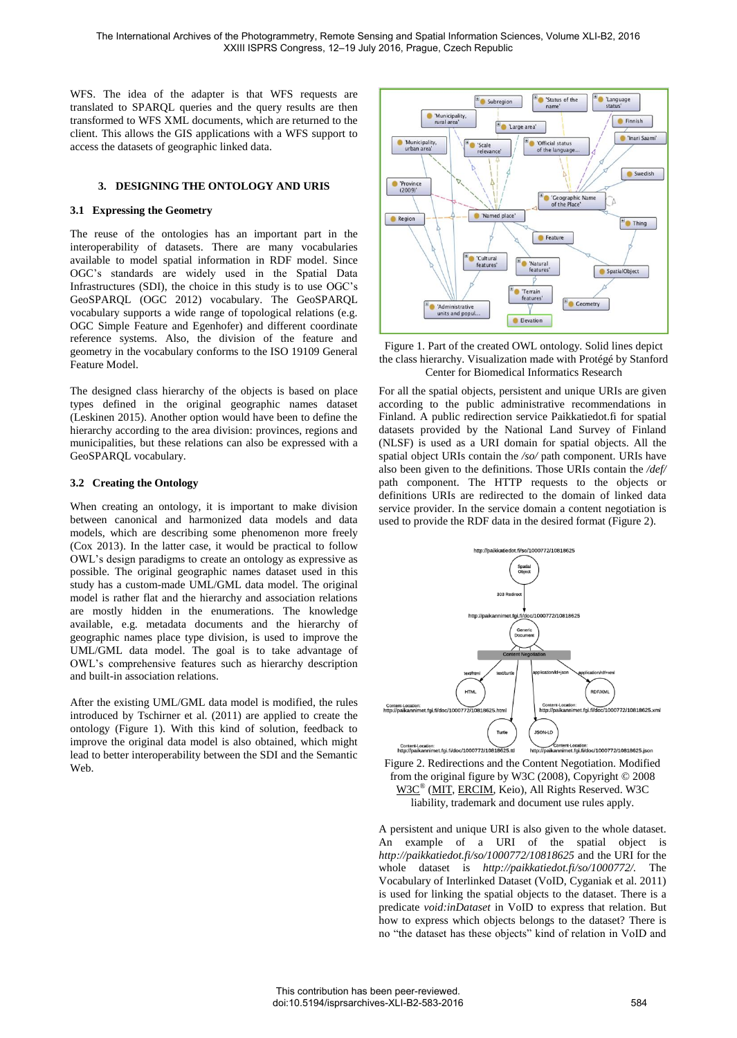WFS. The idea of the adapter is that WFS requests are translated to SPARQL queries and the query results are then transformed to WFS XML documents, which are returned to the client. This allows the GIS applications with a WFS support to access the datasets of geographic linked data.

## 3. DESIGNING THE ONTOLOGY AND URIS

### 3.1 Expressing the Geometry

The reuse of the ontologies has an important part in the interoperability of datasets. There are many vocabularies available to model spatial information in RDF model. Since OGC's standards are widely used in the Spatial Data Infrastructures (SDI), the choice in this study is to use OGC's GeoSPARQL (OGC 2012) vocabulary. The GeoSPARQL vocabulary supports a wide range of topological relations (e.g. OGC Simple Feature and Egenhofer) and different coordinate reference systems. Also, the division of the feature and geometry in the vocabulary conforms to the ISO 19109 General Feature Model.

The designed class hierarchy of the objects is based on place types defined in the original geographic names dataset (Leskinen 2015). Another option would have been to define the hierarchy according to the area division: provinces, regions and municipalities, but these relations can also be expressed with a GeoSPARQL vocabulary.

### 3.2 Creating the Ontology

When creating an ontology, it is important to make division between canonical and harmonized data models and data models, which are describing some phenomenon more freely (Cox 2013). In the latter case, it would be practical to follow OWL's design paradigms to create an ontology as expressive as possible. The original geographic names dataset used in this study has a custom-made UML/GML data model. The original model is rather flat and the hierarchy and association relations are mostly hidden in the enumerations. The knowledge available, e.g. metadata documents and the hierarchy of geographic names place type division, is used to improve the UML/GML data model. The goal is to take advantage of OWL's comprehensive features such as hierarchy description and built-in association relations.

After the existing UML/GML data model is modified, the rules introduced by Tschirner et al. (2011) are applied to create the ontology (Figure 1). With this kind of solution, feedback to improve the original data model is also obtained, which might lead to better interoperability between the SDI and the Semantic Web.

Subregion
'Status of the name'
'Language status'
'Municipality, rural area'
'Large area'
Finnish
'Municipality, urban area'
'Scale relevance'
'Official status of the language...'
'Inari Saami'
Swedish
'Province (2009)'
'Geographic Name of the Place'
Region
'Named place'
Thing
Feature
'Cultural features'
'Natural features'
SpatialObject
'Terrain features'
Geometry
'Administrative units and popul...
Elevation

Figure 1. Part of the created OWL ontology. Solid lines depict the class hierarchy. Visualization made with Protégé by Stanford Center for Biomedical Informatics Research

For all the spatial objects, persistent and unique URIs are given according to the public administrative recommendations in Finland. A public redirection service Paikkatiedot.fi for spatial datasets provided by the National Land Survey of Finland (NLSF) is used as a URI domain for spatial objects. All the spatial object URIs contain the */so/* path component. URIs have also been given to the definitions. Those URIs contain the */def/* path component. The HTTP requests to the objects or definitions URIs are redirected to the domain of linked data service provider. In the service domain a content negotiation is used to provide the RDF data in the desired format (Figure 2).

http://paikkatiedot.fi/so/1000772/10818625
Spatial Object
303 Redirect
http://paikannimet.fgi.fi/doc/1000772/10818625
Generic Document
Content Negotiation
text/html
text/turtle
application/ld+json
application/rdf+xml
HTML
RDF/XML
Content-Location: http://paikannimet.fgi.fi/doc/1000772/10818625.html
Content-Location: http://paikannimet.fgi.fi/doc/1000772/10818625.xml
Turtle
JSON-LD
Content-Location: http://paikannimet.fgi.fi/doc/1000772/10818625.ttl
Content-Location: http://paikannimet.fgi.fi/doc/1000772/10818625.json

Figure 2. Redirections and the Content Negotiation. Modified from the original figure by W3C (2008), Copyright © 2008 W3C® (MIT, ERCIM, Keio), All Rights Reserved. W3C liability, trademark and document use rules apply.

A persistent and unique URI is also given to the whole dataset. An example of a URI of the spatial object is *http://paikkatiedot.fi/so/1000772/10818625* and the URI for the whole dataset is *http://paikkatiedot.fi/so/1000772/*. The Vocabulary of Interlinked Dataset (VoID, Cyganiak et al. 2011) is used for linking the spatial objects to the dataset. There is a predicate *void:inDataset* in VoID to express that relation. But how to express which objects belongs to the dataset? There is no "the dataset has these objects" kind of relation in VoID and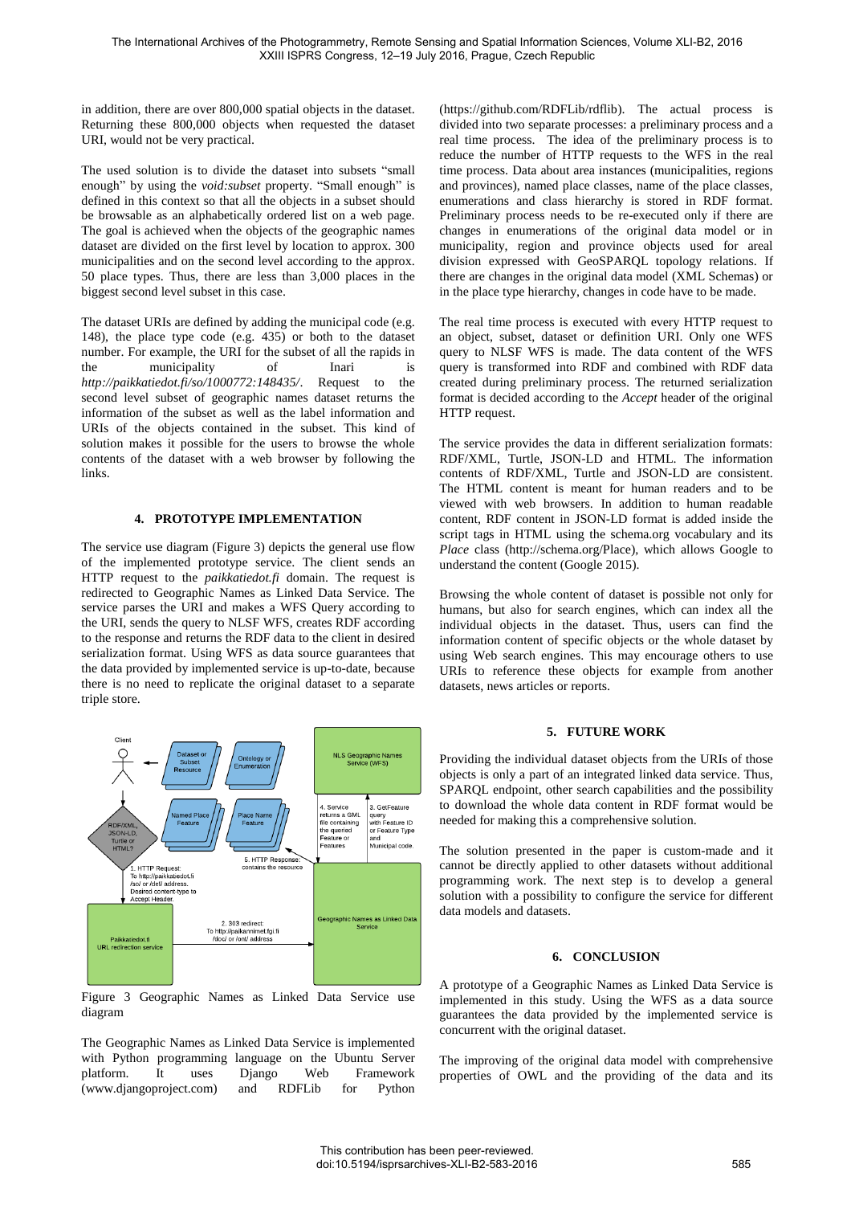in addition, there are over 800,000 spatial objects in the dataset. Returning these 800,000 objects when requested the dataset URI, would not be very practical.

The used solution is to divide the dataset into subsets "small enough" by using the *void:subset* property. "Small enough" is defined in this context so that all the objects in a subset should be browsable as an alphabetically ordered list on a web page. The goal is achieved when the objects of the geographic names dataset are divided on the first level by location to approx. 300 municipalities and on the second level according to the approx. 50 place types. Thus, there are less than 3,000 places in the biggest second level subset in this case.

The dataset URIs are defined by adding the municipal code (e.g. 148), the place type code (e.g. 435) or both to the dataset number. For example, the URI for the subset of all the rapids in the municipality of Inari is *http://paikkatiedot.fi/so/1000772:148435/*. Request to the second level subset of geographic names dataset returns the information of the subset as well as the label information and URIs of the objects contained in the subset. This kind of solution makes it possible for the users to browse the whole contents of the dataset with a web browser by following the links.

## 4. PROTOTYPE IMPLEMENTATION

The service use diagram (Figure 3) depicts the general use flow of the implemented prototype service. The client sends an HTTP request to the *paikkatiedot.fi* domain. The request is redirected to Geographic Names as Linked Data Service. The service parses the URI and makes a WFS Query according to the URI, sends the query to NLSF WFS, creates RDF according to the response and returns the RDF data to the client in desired serialization format. Using WFS as data source guarantees that the data provided by implemented service is up-to-date, because there is no need to replicate the original dataset to a separate triple store.

Client
Dataset or Subset Resource
Ontology or Enumeration
NLS Geographic Names Service (WFS)
Named Place Feature
Place Name Feature
RDF/XML, JSON-LD, Turtle or HTML?
4. Service returns a GML file containing the queried Feature or Features
3. GetFeature query with Feature ID or Feature Type and Municipal code.
5. HTTP Response: contains the resource
1. HTTP Request: To http://paikkatiedot.fi /so/ or /def/ address. Desired content-type to Accept Header.
2. 303 redirect: To http://paikannimet.fgi.fi /doc/ or /ont/ address
Paikkatiedot.fi URL redirection service
Geographic Names as Linked Data Service

Figure 3 Geographic Names as Linked Data Service use diagram

The Geographic Names as Linked Data Service is implemented with Python programming language on the Ubuntu Server platform. It uses Django Web Framework (www.djangoproject.com) and RDFLib for Python (https://github.com/RDFLib/rdflib). The actual process is divided into two separate processes: a preliminary process and a real time process. The idea of the preliminary process is to reduce the number of HTTP requests to the WFS in the real time process. Data about area instances (municipalities, regions and provinces), named place classes, name of the place classes, enumerations and class hierarchy is stored in RDF format. Preliminary process needs to be re-executed only if there are changes in enumerations of the original data model or in municipality, region and province objects used for areal division expressed with GeoSPARQL topology relations. If there are changes in the original data model (XML Schemas) or in the place type hierarchy, changes in code have to be made.

The real time process is executed with every HTTP request to an object, subset, dataset or definition URI. Only one WFS query to NLSF WFS is made. The data content of the WFS query is transformed into RDF and combined with RDF data created during preliminary process. The returned serialization format is decided according to the *Accept* header of the original HTTP request.

The service provides the data in different serialization formats: RDF/XML, Turtle, JSON-LD and HTML. The information contents of RDF/XML, Turtle and JSON-LD are consistent. The HTML content is meant for human readers and to be viewed with web browsers. In addition to human readable content, RDF content in JSON-LD format is added inside the script tags in HTML using the schema.org vocabulary and its *Place* class (http://schema.org/Place), which allows Google to understand the content (Google 2015).

Browsing the whole content of dataset is possible not only for humans, but also for search engines, which can index all the individual objects in the dataset. Thus, users can find the information content of specific objects or the whole dataset by using Web search engines. This may encourage others to use URIs to reference these objects for example from another datasets, news articles or reports.

## 5. FUTURE WORK

Providing the individual dataset objects from the URIs of those objects is only a part of an integrated linked data service. Thus, SPARQL endpoint, other search capabilities and the possibility to download the whole data content in RDF format would be needed for making this a comprehensive solution.

The solution presented in the paper is custom-made and it cannot be directly applied to other datasets without additional programming work. The next step is to develop a general solution with a possibility to configure the service for different data models and datasets.

## 6. CONCLUSION

A prototype of a Geographic Names as Linked Data Service is implemented in this study. Using the WFS as a data source guarantees the data provided by the implemented service is concurrent with the original dataset.

The improving of the original data model with comprehensive properties of OWL and the providing of the data and its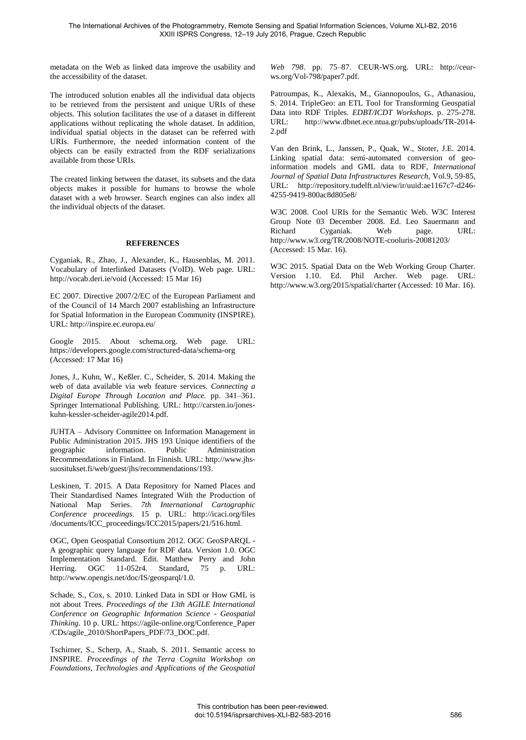metadata on the Web as linked data improve the usability and the accessibility of the dataset.

The introduced solution enables all the individual data objects to be retrieved from the persistent and unique URIs of these objects. This solution facilitates the use of a dataset in different applications without replicating the whole dataset. In addition, individual spatial objects in the dataset can be referred with URIs. Furthermore, the needed information content of the objects can be easily extracted from the RDF serializations available from those URIs.

The created linking between the dataset, its subsets and the data objects makes it possible for humans to browse the whole dataset with a web browser. Search engines can also index all the individual objects of the dataset.

## REFERENCES

Cyganiak, R., Zhao, J., Alexander, K., Hausenblas, M. 2011. Vocabulary of Interlinked Datasets (VoID). Web page. URL: http://vocab.deri.ie/void (Accessed: 15 Mar 16)

EC 2007. Directive 2007/2/EC of the European Parliament and of the Council of 14 March 2007 establishing an Infrastructure for Spatial Information in the European Community (INSPIRE). URL: http://inspire.ec.europa.eu/

Google 2015. About schema.org. Web page. URL: https://developers.google.com/structured-data/schema-org (Accessed: 17 Mar 16)

Jones, J., Kuhn, W., Keßler. C., Scheider, S. 2014. Making the web of data available via web feature services. *Connecting a Digital Europe Through Location and Place.* pp. 341–361. Springer International Publishing. URL: http://carsten.io/jones-kuhn-kessler-scheider-agile2014.pdf.

JUHTA – Advisory Committee on Information Management in Public Administration 2015. JHS 193 Unique identifiers of the geographic information. Public Administration Recommendations in Finland. In Finnish. URL: http://www.jhs-suositukset.fi/web/guest/jhs/recommendations/193.

Leskinen, T. 2015. A Data Repository for Named Places and Their Standardised Names Integrated With the Production of National Map Series. *7th International Cartographic Conference proceedings.* 15 p. URL: http://icaci.org/files /documents/ICC_proceedings/ICC2015/papers/21/516.html.

OGC, Open Geospatial Consortium 2012. OGC GeoSPARQL - A geographic query language for RDF data. Version 1.0. OGC Implementation Standard. Edit. Matthew Perry and John Herring. OGC 11-052r4. Standard, 75 p. URL: http://www.opengis.net/doc/IS/geosparql/1.0.

Schade, S., Cox, s. 2010. Linked Data in SDI or How GML is not about Trees. *Proceedings of the 13th AGILE International Conference on Geographic Information Science - Geospatial Thinking.* 10 p. URL: https://agile-online.org/Conference_Paper /CDs/agile_2010/ShortPapers_PDF/73_DOC.pdf.

Tschirner, S., Scherp, A., Staab, S. 2011. Semantic access to INSPIRE. *Proceedings of the Terra Cognita Workshop on Foundations, Technologies and Applications of the Geospatial Web 798*. pp. 75–87. CEUR-WS.org. URL: http://ceur-ws.org/Vol-798/paper7.pdf.

Patroumpas, K., Alexakis, M., Giannopoulos, G., Athanasiou, S. 2014. TripleGeo: an ETL Tool for Transforming Geospatial Data into RDF Triples. *EDBT/ICDT Workshops.* p. 275-278. URL: http://www.dbnet.ece.ntua.gr/pubs/uploads/TR-2014-2.pdf

Van den Brink, L., Janssen, P., Quak, W., Stoter, J.E. 2014. Linking spatial data: semi-automated conversion of geo-information models and GML data to RDF, *International Journal of Spatial Data Infrastructures Research*, Vol.9, 59-85, URL: http://repository.tudelft.nl/view/ir/uuid:ae1167c7-d246-4255-9419-800ac8d805e8/

W3C 2008. Cool URIs for the Semantic Web. W3C Interest Group Note 03 December 2008. Ed. Leo Sauermann and Richard Cyganiak. Web page. URL: http://www.w3.org/TR/2008/NOTE-cooluris-20081203/ (Accessed: 15 Mar. 16).

W3C 2015. Spatial Data on the Web Working Group Charter. Version 1.10. Ed. Phil Archer. Web page. URL: http://www.w3.org/2015/spatial/charter (Accessed: 10 Mar. 16).